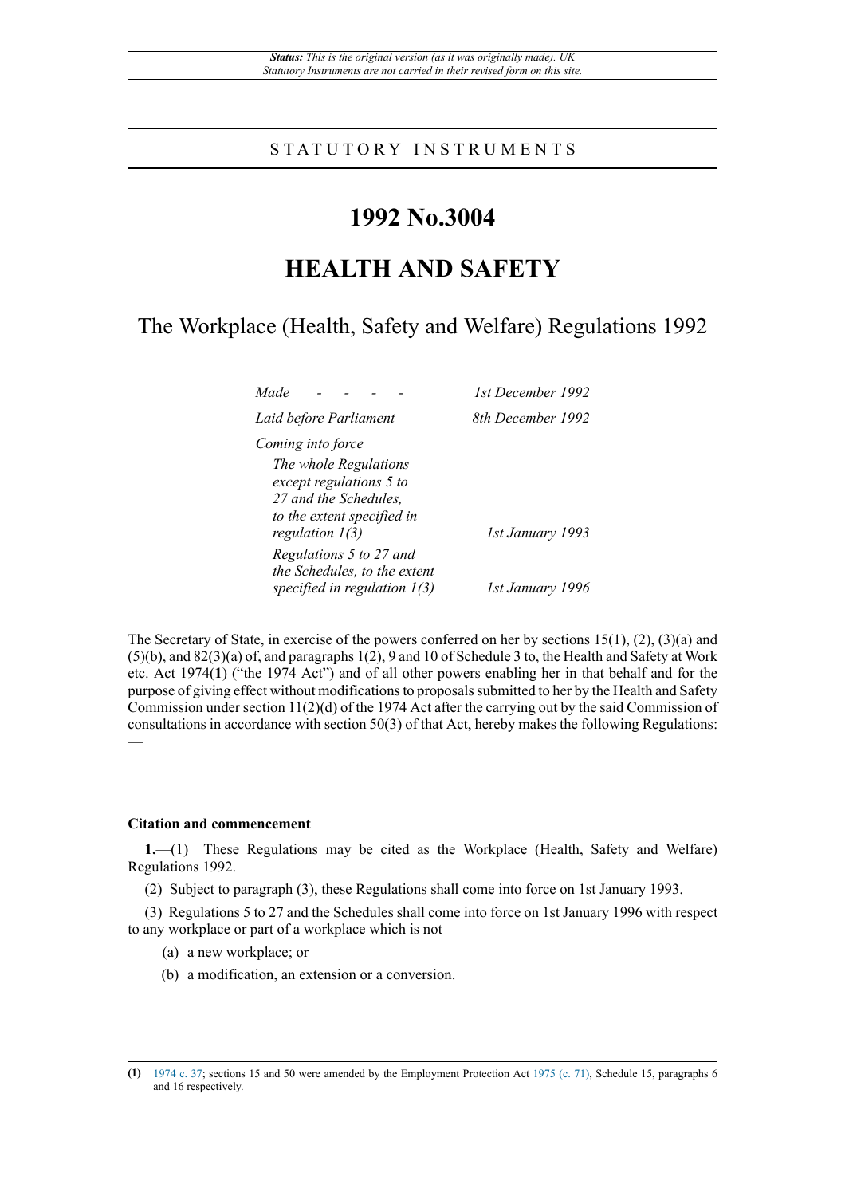*Status: This is the original version (as it was originally made). UK Statutory Instruments are not carried in their revised form on this site.*

STATUTORY INSTRUMENTS

# 1992 No.3004

# HEALTH AND SAFETY

## The Workplace (Health, Safety and Welfare) Regulations 1992

| | |
|---|---|
| *Made - - - -* | *1st December 1992* |
| *Laid before Parliament* | *8th December 1992* |
| *Coming into force* | |
| *The whole Regulations except regulations 5 to 27 and the Schedules, to the extent specified in regulation 1(3)* | *1st January 1993* |
| *Regulations 5 to 27 and the Schedules, to the extent specified in regulation 1(3)* | *1st January 1996* |

The Secretary of State, in exercise of the powers conferred on her by sections 15(1), (2), (3)(a) and (5)(b), and 82(3)(a) of, and paragraphs 1(2), 9 and 10 of Schedule 3 to, the Health and Safety at Work etc. Act 1974(**1**) ("the 1974 Act") and of all other powers enabling her in that behalf and for the purpose of giving effect without modifications to proposals submitted to her by the Health and Safety Commission under section 11(2)(d) of the 1974 Act after the carrying out by the said Commission of consultations in accordance with section 50(3) of that Act, hereby makes the following Regulations:—

#### Citation and commencement

**1.**—(1) These Regulations may be cited as the Workplace (Health, Safety and Welfare) Regulations 1992.

(2) Subject to paragraph (3), these Regulations shall come into force on 1st January 1993.

(3) Regulations 5 to 27 and the Schedules shall come into force on 1st January 1996 with respect to any workplace or part of a workplace which is not—

(a) a new workplace; or

(b) a modification, an extension or a conversion.

---

**(1)** 1974 c. 37; sections 15 and 50 were amended by the Employment Protection Act 1975 (c. 71), Schedule 15, paragraphs 6 and 16 respectively.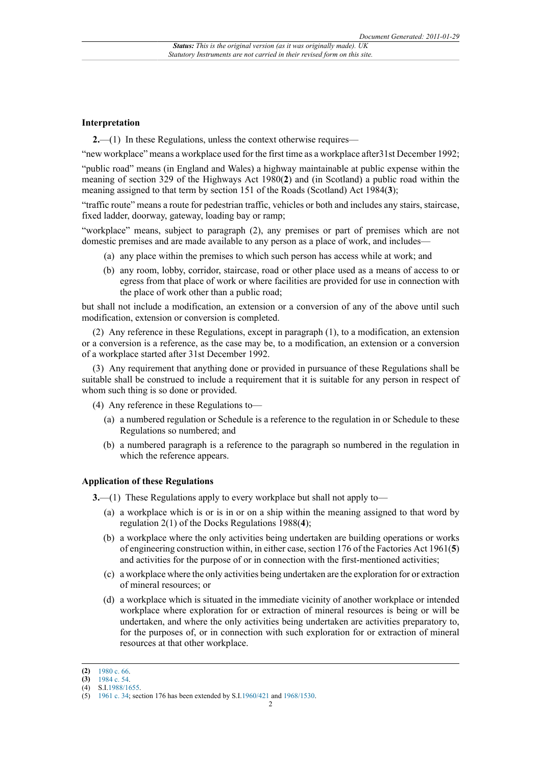### Interpretation

**2.**—(1) In these Regulations, unless the context otherwise requires—

"new workplace" means a workplace used for the first time as a workplace after31st December 1992;

"public road" means (in England and Wales) a highway maintainable at public expense within the meaning of section 329 of the Highways Act 1980(**2**) and (in Scotland) a public road within the meaning assigned to that term by section 151 of the Roads (Scotland) Act 1984(**3**);

"traffic route" means a route for pedestrian traffic, vehicles or both and includes any stairs, staircase, fixed ladder, doorway, gateway, loading bay or ramp;

"workplace" means, subject to paragraph (2), any premises or part of premises which are not domestic premises and are made available to any person as a place of work, and includes—

- (a) any place within the premises to which such person has access while at work; and
- (b) any room, lobby, corridor, staircase, road or other place used as a means of access to or egress from that place of work or where facilities are provided for use in connection with the place of work other than a public road;

but shall not include a modification, an extension or a conversion of any of the above until such modification, extension or conversion is completed.

(2) Any reference in these Regulations, except in paragraph (1), to a modification, an extension or a conversion is a reference, as the case may be, to a modification, an extension or a conversion of a workplace started after 31st December 1992.

(3) Any requirement that anything done or provided in pursuance of these Regulations shall be suitable shall be construed to include a requirement that it is suitable for any person in respect of whom such thing is so done or provided.

(4) Any reference in these Regulations to—

- (a) a numbered regulation or Schedule is a reference to the regulation in or Schedule to these Regulations so numbered; and
- (b) a numbered paragraph is a reference to the paragraph so numbered in the regulation in which the reference appears.

### Application of these Regulations

**3.**—(1) These Regulations apply to every workplace but shall not apply to—

- (a) a workplace which is or is in or on a ship within the meaning assigned to that word by regulation 2(1) of the Docks Regulations 1988(**4**);
- (b) a workplace where the only activities being undertaken are building operations or works of engineering construction within, in either case, section 176 of the Factories Act 1961(**5**) and activities for the purpose of or in connection with the first-mentioned activities;
- (c) a workplace where the only activities being undertaken are the exploration for or extraction of mineral resources; or
- (d) a workplace which is situated in the immediate vicinity of another workplace or intended workplace where exploration for or extraction of mineral resources is being or will be undertaken, and where the only activities being undertaken are activities preparatory to, for the purposes of, or in connection with such exploration for or extraction of mineral resources at that other workplace.

---

(**2**) 1980 c. 66.
(**3**) 1984 c. 54.
(4) S.I.1988/1655.
(5) 1961 c. 34; section 176 has been extended by S.I.1960/421 and 1968/1530.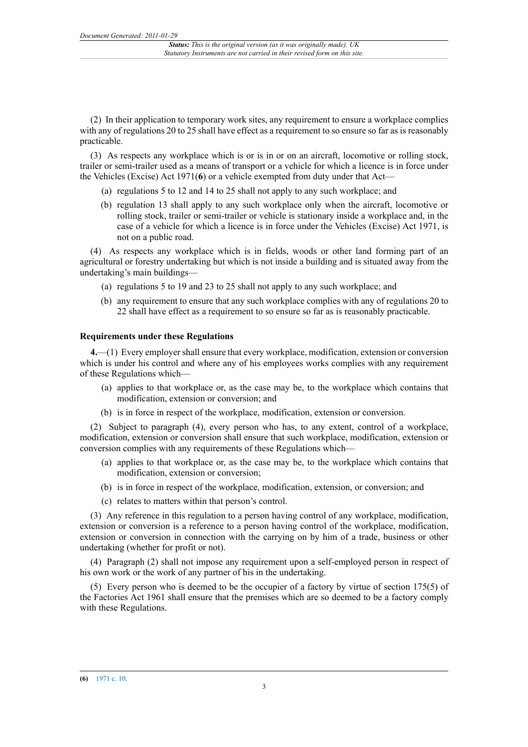(2) In their application to temporary work sites, any requirement to ensure a workplace complies with any of regulations 20 to 25 shall have effect as a requirement to so ensure so far as is reasonably practicable.

(3) As respects any workplace which is or is in or on an aircraft, locomotive or rolling stock, trailer or semi-trailer used as a means of transport or a vehicle for which a licence is in force under the Vehicles (Excise) Act 1971(**6**) or a vehicle exempted from duty under that Act—

- (a) regulations 5 to 12 and 14 to 25 shall not apply to any such workplace; and
- (b) regulation 13 shall apply to any such workplace only when the aircraft, locomotive or rolling stock, trailer or semi-trailer or vehicle is stationary inside a workplace and, in the case of a vehicle for which a licence is in force under the Vehicles (Excise) Act 1971, is not on a public road.

(4) As respects any workplace which is in fields, woods or other land forming part of an agricultural or forestry undertaking but which is not inside a building and is situated away from the undertaking's main buildings—

- (a) regulations 5 to 19 and 23 to 25 shall not apply to any such workplace; and
- (b) any requirement to ensure that any such workplace complies with any of regulations 20 to 22 shall have effect as a requirement to so ensure so far as is reasonably practicable.

### Requirements under these Regulations

**4.**—(1) Every employer shall ensure that every workplace, modification, extension or conversion which is under his control and where any of his employees works complies with any requirement of these Regulations which—

- (a) applies to that workplace or, as the case may be, to the workplace which contains that modification, extension or conversion; and
- (b) is in force in respect of the workplace, modification, extension or conversion.

(2) Subject to paragraph (4), every person who has, to any extent, control of a workplace, modification, extension or conversion shall ensure that such workplace, modification, extension or conversion complies with any requirements of these Regulations which—

- (a) applies to that workplace or, as the case may be, to the workplace which contains that modification, extension or conversion;
- (b) is in force in respect of the workplace, modification, extension, or conversion; and
- (c) relates to matters within that person's control.

(3) Any reference in this regulation to a person having control of any workplace, modification, extension or conversion is a reference to a person having control of the workplace, modification, extension or conversion in connection with the carrying on by him of a trade, business or other undertaking (whether for profit or not).

(4) Paragraph (2) shall not impose any requirement upon a self-employed person in respect of his own work or the work of any partner of his in the undertaking.

(5) Every person who is deemed to be the occupier of a factory by virtue of section 175(5) of the Factories Act 1961 shall ensure that the premises which are so deemed to be a factory comply with these Regulations.

---

(**6**) 1971 c. 10.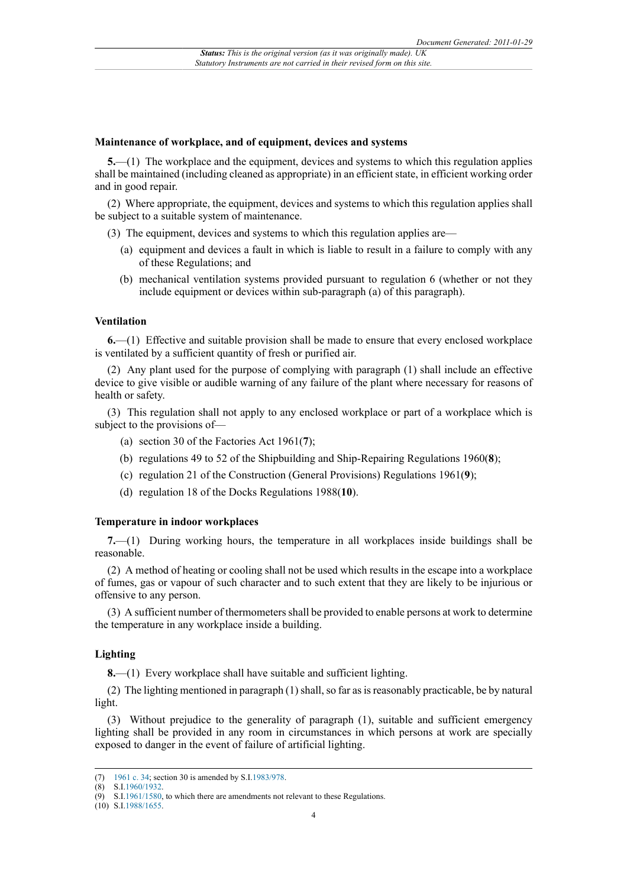### Maintenance of workplace, and of equipment, devices and systems

**5.**—(1) The workplace and the equipment, devices and systems to which this regulation applies shall be maintained (including cleaned as appropriate) in an efficient state, in efficient working order and in good repair.

(2) Where appropriate, the equipment, devices and systems to which this regulation applies shall be subject to a suitable system of maintenance.

(3) The equipment, devices and systems to which this regulation applies are—

(a) equipment and devices a fault in which is liable to result in a failure to comply with any of these Regulations; and

(b) mechanical ventilation systems provided pursuant to regulation 6 (whether or not they include equipment or devices within sub-paragraph (a) of this paragraph).

### Ventilation

**6.**—(1) Effective and suitable provision shall be made to ensure that every enclosed workplace is ventilated by a sufficient quantity of fresh or purified air.

(2) Any plant used for the purpose of complying with paragraph (1) shall include an effective device to give visible or audible warning of any failure of the plant where necessary for reasons of health or safety.

(3) This regulation shall not apply to any enclosed workplace or part of a workplace which is subject to the provisions of—

(a) section 30 of the Factories Act 1961(**7**);

(b) regulations 49 to 52 of the Shipbuilding and Ship-Repairing Regulations 1960(**8**);

(c) regulation 21 of the Construction (General Provisions) Regulations 1961(**9**);

(d) regulation 18 of the Docks Regulations 1988(**10**).

### Temperature in indoor workplaces

**7.**—(1) During working hours, the temperature in all workplaces inside buildings shall be reasonable.

(2) A method of heating or cooling shall not be used which results in the escape into a workplace of fumes, gas or vapour of such character and to such extent that they are likely to be injurious or offensive to any person.

(3) A sufficient number of thermometers shall be provided to enable persons at work to determine the temperature in any workplace inside a building.

### Lighting

**8.**—(1) Every workplace shall have suitable and sufficient lighting.

(2) The lighting mentioned in paragraph (1) shall, so far as is reasonably practicable, be by natural light.

(3) Without prejudice to the generality of paragraph (1), suitable and sufficient emergency lighting shall be provided in any room in circumstances in which persons at work are specially exposed to danger in the event of failure of artificial lighting.

---

(7) 1961 c. 34; section 30 is amended by S.I.1983/978.
(8) S.I.1960/1932.
(9) S.I.1961/1580, to which there are amendments not relevant to these Regulations.
(10) S.I.1988/1655.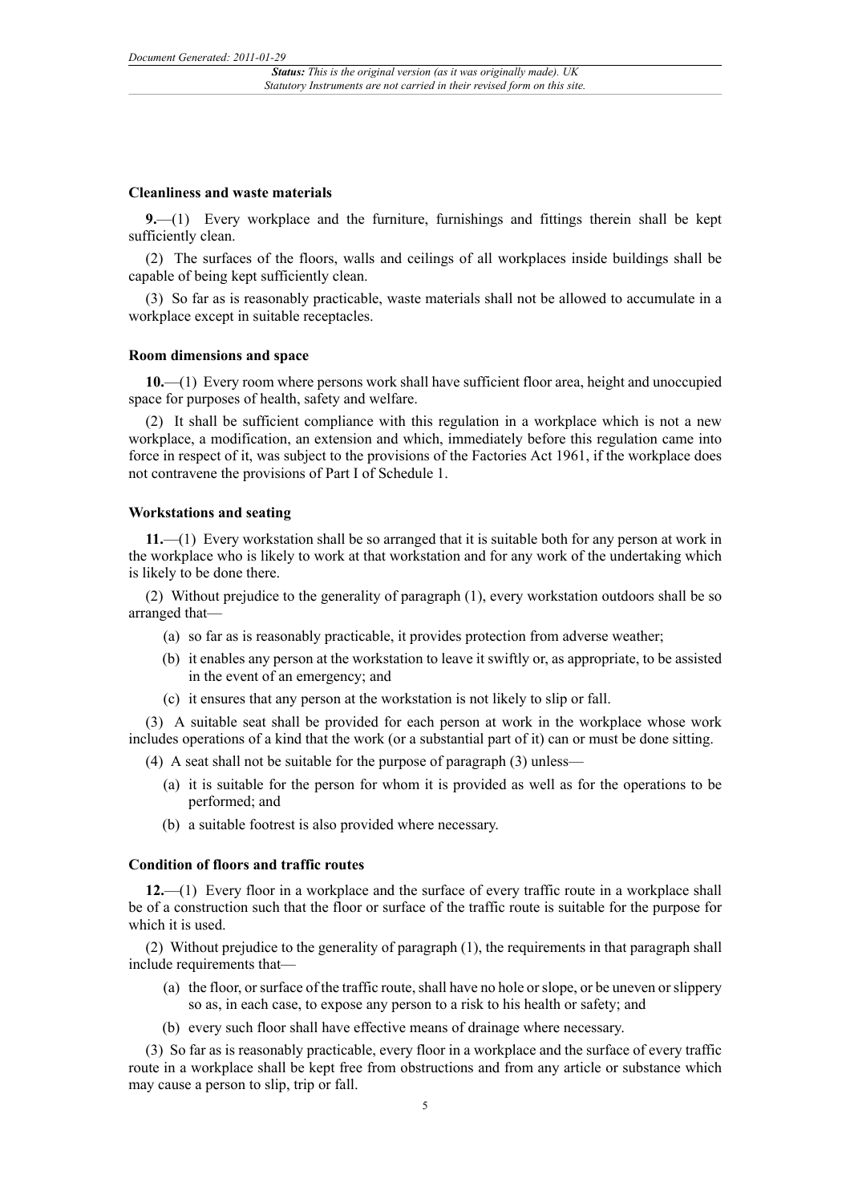**Cleanliness and waste materials**

**9.**—(1) Every workplace and the furniture, furnishings and fittings therein shall be kept sufficiently clean.

(2) The surfaces of the floors, walls and ceilings of all workplaces inside buildings shall be capable of being kept sufficiently clean.

(3) So far as is reasonably practicable, waste materials shall not be allowed to accumulate in a workplace except in suitable receptacles.

**Room dimensions and space**

**10.**—(1) Every room where persons work shall have sufficient floor area, height and unoccupied space for purposes of health, safety and welfare.

(2) It shall be sufficient compliance with this regulation in a workplace which is not a new workplace, a modification, an extension and which, immediately before this regulation came into force in respect of it, was subject to the provisions of the Factories Act 1961, if the workplace does not contravene the provisions of Part I of Schedule 1.

**Workstations and seating**

**11.**—(1) Every workstation shall be so arranged that it is suitable both for any person at work in the workplace who is likely to work at that workstation and for any work of the undertaking which is likely to be done there.

(2) Without prejudice to the generality of paragraph (1), every workstation outdoors shall be so arranged that—

(a) so far as is reasonably practicable, it provides protection from adverse weather;

(b) it enables any person at the workstation to leave it swiftly or, as appropriate, to be assisted in the event of an emergency; and

(c) it ensures that any person at the workstation is not likely to slip or fall.

(3) A suitable seat shall be provided for each person at work in the workplace whose work includes operations of a kind that the work (or a substantial part of it) can or must be done sitting.

(4) A seat shall not be suitable for the purpose of paragraph (3) unless—

(a) it is suitable for the person for whom it is provided as well as for the operations to be performed; and

(b) a suitable footrest is also provided where necessary.

**Condition of floors and traffic routes**

**12.**—(1) Every floor in a workplace and the surface of every traffic route in a workplace shall be of a construction such that the floor or surface of the traffic route is suitable for the purpose for which it is used.

(2) Without prejudice to the generality of paragraph (1), the requirements in that paragraph shall include requirements that—

(a) the floor, or surface of the traffic route, shall have no hole or slope, or be uneven or slippery so as, in each case, to expose any person to a risk to his health or safety; and

(b) every such floor shall have effective means of drainage where necessary.

(3) So far as is reasonably practicable, every floor in a workplace and the surface of every traffic route in a workplace shall be kept free from obstructions and from any article or substance which may cause a person to slip, trip or fall.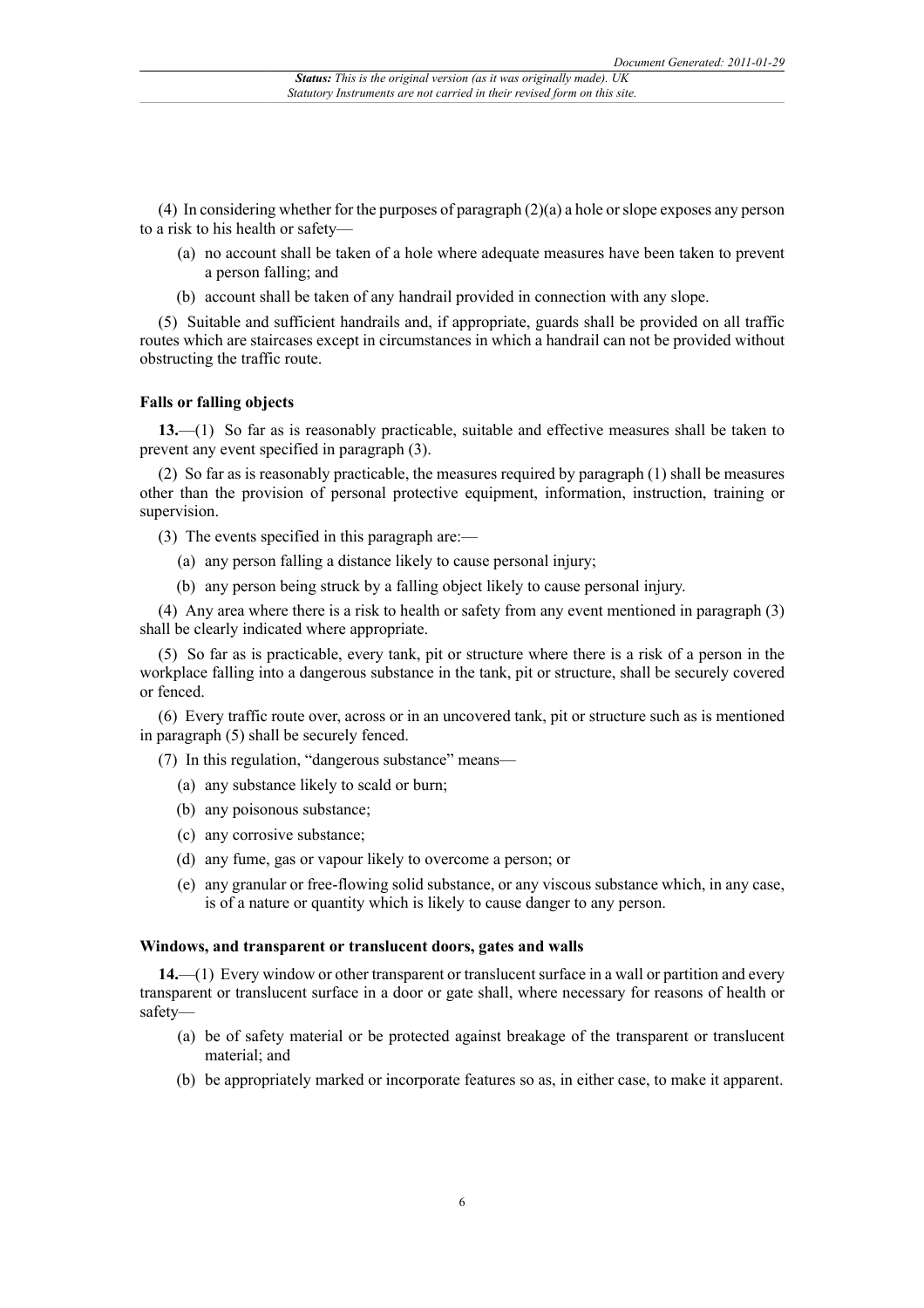(4) In considering whether for the purposes of paragraph (2)(a) a hole or slope exposes any person to a risk to his health or safety—

(a) no account shall be taken of a hole where adequate measures have been taken to prevent a person falling; and

(b) account shall be taken of any handrail provided in connection with any slope.

(5) Suitable and sufficient handrails and, if appropriate, guards shall be provided on all traffic routes which are staircases except in circumstances in which a handrail can not be provided without obstructing the traffic route.

**Falls or falling objects**

**13.**—(1) So far as is reasonably practicable, suitable and effective measures shall be taken to prevent any event specified in paragraph (3).

(2) So far as is reasonably practicable, the measures required by paragraph (1) shall be measures other than the provision of personal protective equipment, information, instruction, training or supervision.

(3) The events specified in this paragraph are:—

(a) any person falling a distance likely to cause personal injury;

(b) any person being struck by a falling object likely to cause personal injury.

(4) Any area where there is a risk to health or safety from any event mentioned in paragraph (3) shall be clearly indicated where appropriate.

(5) So far as is practicable, every tank, pit or structure where there is a risk of a person in the workplace falling into a dangerous substance in the tank, pit or structure, shall be securely covered or fenced.

(6) Every traffic route over, across or in an uncovered tank, pit or structure such as is mentioned in paragraph (5) shall be securely fenced.

(7) In this regulation, "dangerous substance" means—

(a) any substance likely to scald or burn;

(b) any poisonous substance;

(c) any corrosive substance;

(d) any fume, gas or vapour likely to overcome a person; or

(e) any granular or free-flowing solid substance, or any viscous substance which, in any case, is of a nature or quantity which is likely to cause danger to any person.

**Windows, and transparent or translucent doors, gates and walls**

**14.**—(1) Every window or other transparent or translucent surface in a wall or partition and every transparent or translucent surface in a door or gate shall, where necessary for reasons of health or safety—

(a) be of safety material or be protected against breakage of the transparent or translucent material; and

(b) be appropriately marked or incorporate features so as, in either case, to make it apparent.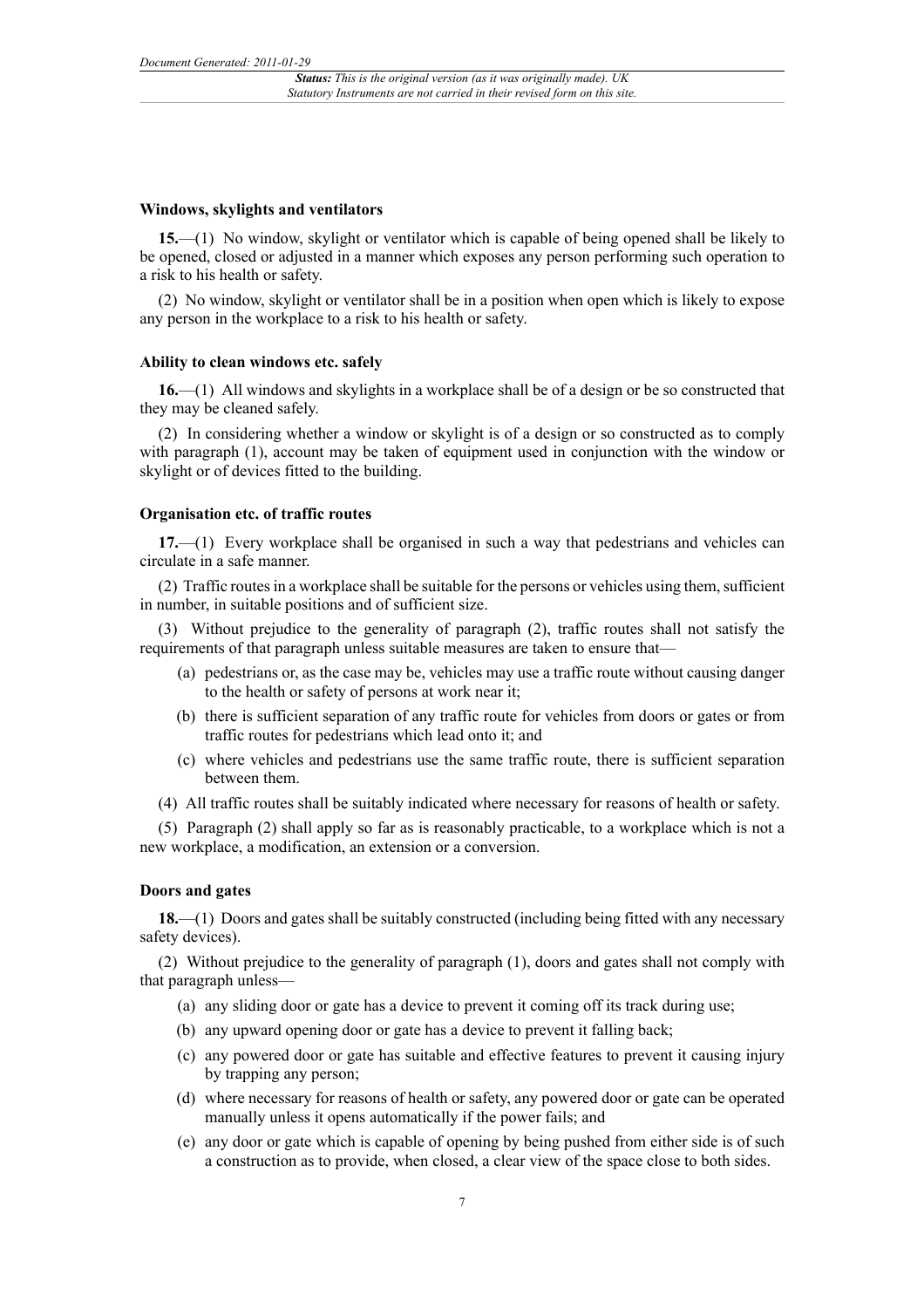### Windows, skylights and ventilators

**15.**—(1) No window, skylight or ventilator which is capable of being opened shall be likely to be opened, closed or adjusted in a manner which exposes any person performing such operation to a risk to his health or safety.

(2) No window, skylight or ventilator shall be in a position when open which is likely to expose any person in the workplace to a risk to his health or safety.

### Ability to clean windows etc. safely

**16.**—(1) All windows and skylights in a workplace shall be of a design or be so constructed that they may be cleaned safely.

(2) In considering whether a window or skylight is of a design or so constructed as to comply with paragraph (1), account may be taken of equipment used in conjunction with the window or skylight or of devices fitted to the building.

### Organisation etc. of traffic routes

**17.**—(1) Every workplace shall be organised in such a way that pedestrians and vehicles can circulate in a safe manner.

(2) Traffic routes in a workplace shall be suitable for the persons or vehicles using them, sufficient in number, in suitable positions and of sufficient size.

(3) Without prejudice to the generality of paragraph (2), traffic routes shall not satisfy the requirements of that paragraph unless suitable measures are taken to ensure that—

- (a) pedestrians or, as the case may be, vehicles may use a traffic route without causing danger to the health or safety of persons at work near it;
- (b) there is sufficient separation of any traffic route for vehicles from doors or gates or from traffic routes for pedestrians which lead onto it; and
- (c) where vehicles and pedestrians use the same traffic route, there is sufficient separation between them.

(4) All traffic routes shall be suitably indicated where necessary for reasons of health or safety.

(5) Paragraph (2) shall apply so far as is reasonably practicable, to a workplace which is not a new workplace, a modification, an extension or a conversion.

### Doors and gates

**18.**—(1) Doors and gates shall be suitably constructed (including being fitted with any necessary safety devices).

(2) Without prejudice to the generality of paragraph (1), doors and gates shall not comply with that paragraph unless—

- (a) any sliding door or gate has a device to prevent it coming off its track during use;
- (b) any upward opening door or gate has a device to prevent it falling back;
- (c) any powered door or gate has suitable and effective features to prevent it causing injury by trapping any person;
- (d) where necessary for reasons of health or safety, any powered door or gate can be operated manually unless it opens automatically if the power fails; and
- (e) any door or gate which is capable of opening by being pushed from either side is of such a construction as to provide, when closed, a clear view of the space close to both sides.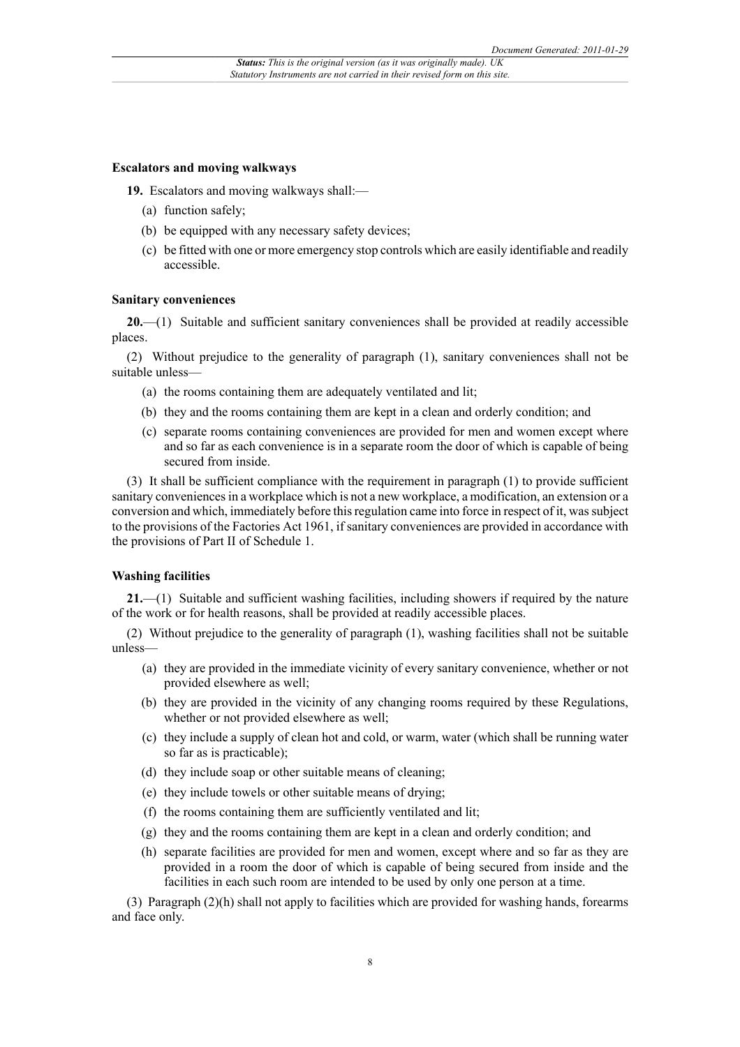**Escalators and moving walkways**

**19.** Escalators and moving walkways shall:—

(a) function safely;

(b) be equipped with any necessary safety devices;

(c) be fitted with one or more emergency stop controls which are easily identifiable and readily accessible.

**Sanitary conveniences**

**20.**—(1) Suitable and sufficient sanitary conveniences shall be provided at readily accessible places.

(2) Without prejudice to the generality of paragraph (1), sanitary conveniences shall not be suitable unless—

(a) the rooms containing them are adequately ventilated and lit;

(b) they and the rooms containing them are kept in a clean and orderly condition; and

(c) separate rooms containing conveniences are provided for men and women except where and so far as each convenience is in a separate room the door of which is capable of being secured from inside.

(3) It shall be sufficient compliance with the requirement in paragraph (1) to provide sufficient sanitary conveniences in a workplace which is not a new workplace, a modification, an extension or a conversion and which, immediately before this regulation came into force in respect of it, was subject to the provisions of the Factories Act 1961, if sanitary conveniences are provided in accordance with the provisions of Part II of Schedule 1.

**Washing facilities**

**21.**—(1) Suitable and sufficient washing facilities, including showers if required by the nature of the work or for health reasons, shall be provided at readily accessible places.

(2) Without prejudice to the generality of paragraph (1), washing facilities shall not be suitable unless—

(a) they are provided in the immediate vicinity of every sanitary convenience, whether or not provided elsewhere as well;

(b) they are provided in the vicinity of any changing rooms required by these Regulations, whether or not provided elsewhere as well;

(c) they include a supply of clean hot and cold, or warm, water (which shall be running water so far as is practicable);

(d) they include soap or other suitable means of cleaning;

(e) they include towels or other suitable means of drying;

(f) the rooms containing them are sufficiently ventilated and lit;

(g) they and the rooms containing them are kept in a clean and orderly condition; and

(h) separate facilities are provided for men and women, except where and so far as they are provided in a room the door of which is capable of being secured from inside and the facilities in each such room are intended to be used by only one person at a time.

(3) Paragraph (2)(h) shall not apply to facilities which are provided for washing hands, forearms and face only.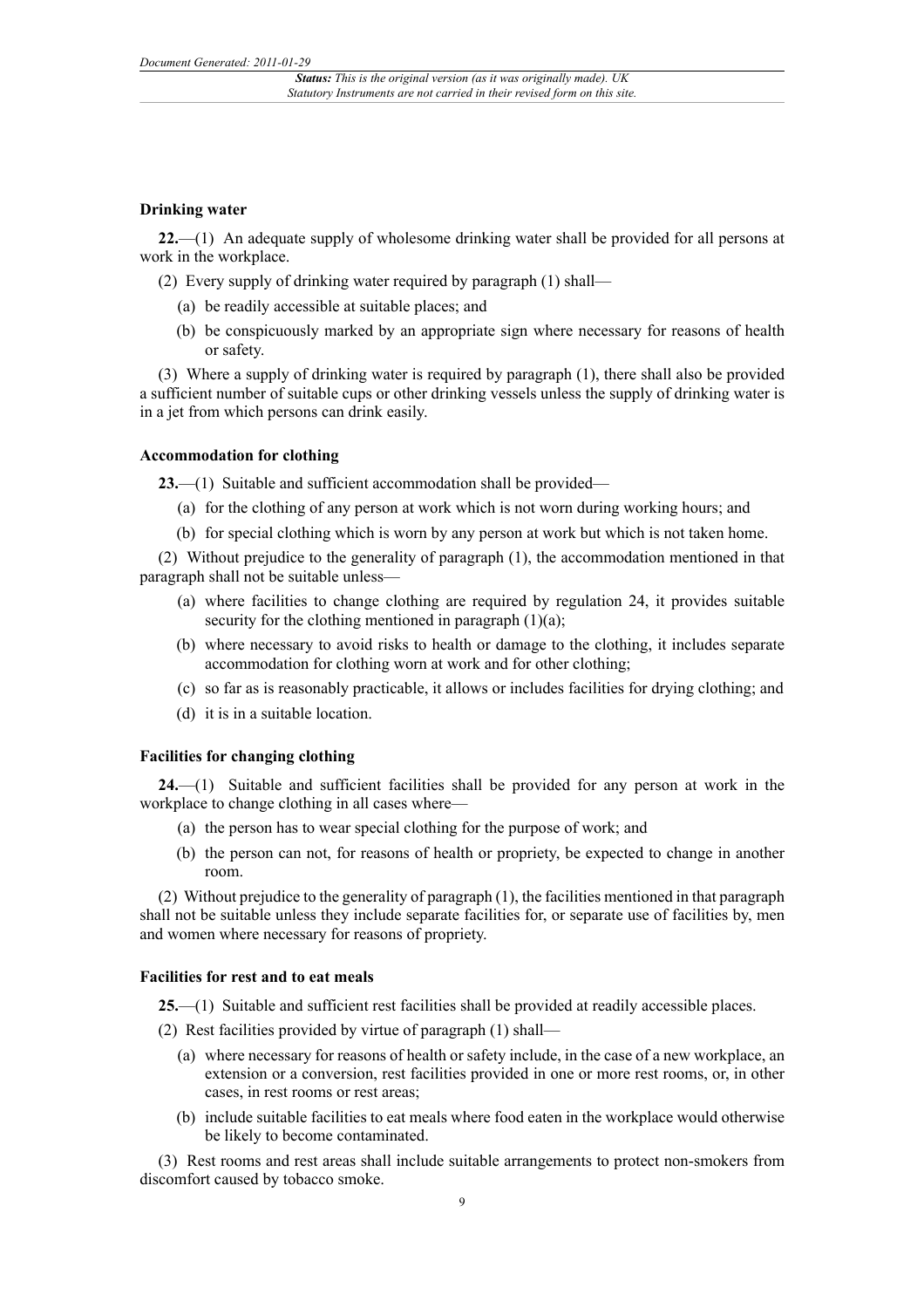### Drinking water

**22.**—(1) An adequate supply of wholesome drinking water shall be provided for all persons at work in the workplace.

(2) Every supply of drinking water required by paragraph (1) shall—

(a) be readily accessible at suitable places; and

(b) be conspicuously marked by an appropriate sign where necessary for reasons of health or safety.

(3) Where a supply of drinking water is required by paragraph (1), there shall also be provided a sufficient number of suitable cups or other drinking vessels unless the supply of drinking water is in a jet from which persons can drink easily.

### Accommodation for clothing

**23.**—(1) Suitable and sufficient accommodation shall be provided—

(a) for the clothing of any person at work which is not worn during working hours; and

(b) for special clothing which is worn by any person at work but which is not taken home.

(2) Without prejudice to the generality of paragraph (1), the accommodation mentioned in that paragraph shall not be suitable unless—

(a) where facilities to change clothing are required by regulation 24, it provides suitable security for the clothing mentioned in paragraph (1)(a);

(b) where necessary to avoid risks to health or damage to the clothing, it includes separate accommodation for clothing worn at work and for other clothing;

(c) so far as is reasonably practicable, it allows or includes facilities for drying clothing; and

(d) it is in a suitable location.

### Facilities for changing clothing

**24.**—(1) Suitable and sufficient facilities shall be provided for any person at work in the workplace to change clothing in all cases where—

(a) the person has to wear special clothing for the purpose of work; and

(b) the person can not, for reasons of health or propriety, be expected to change in another room.

(2) Without prejudice to the generality of paragraph (1), the facilities mentioned in that paragraph shall not be suitable unless they include separate facilities for, or separate use of facilities by, men and women where necessary for reasons of propriety.

### Facilities for rest and to eat meals

**25.**—(1) Suitable and sufficient rest facilities shall be provided at readily accessible places.

(2) Rest facilities provided by virtue of paragraph (1) shall—

(a) where necessary for reasons of health or safety include, in the case of a new workplace, an extension or a conversion, rest facilities provided in one or more rest rooms, or, in other cases, in rest rooms or rest areas;

(b) include suitable facilities to eat meals where food eaten in the workplace would otherwise be likely to become contaminated.

(3) Rest rooms and rest areas shall include suitable arrangements to protect non-smokers from discomfort caused by tobacco smoke.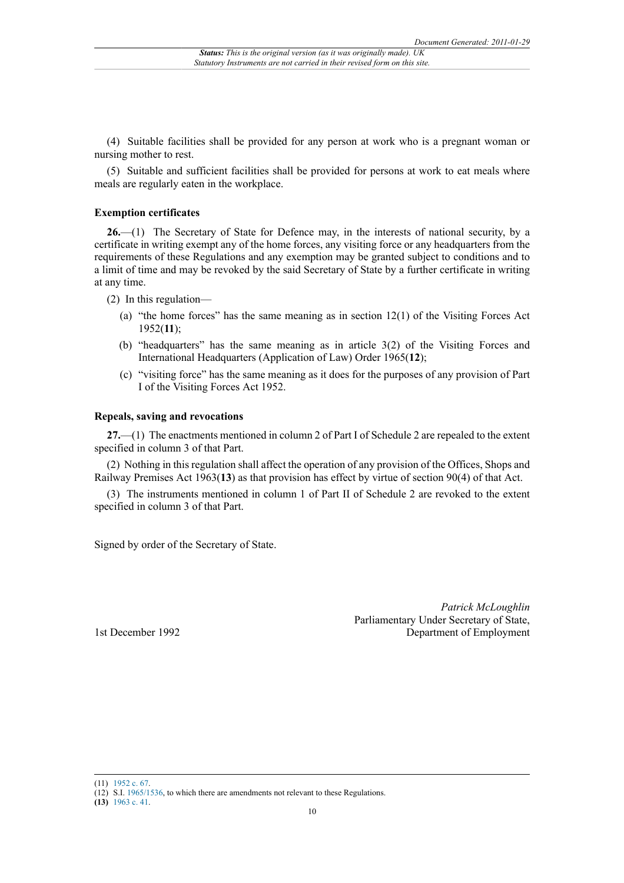(4) Suitable facilities shall be provided for any person at work who is a pregnant woman or nursing mother to rest.

(5) Suitable and sufficient facilities shall be provided for persons at work to eat meals where meals are regularly eaten in the workplace.

### Exemption certificates

**26.**—(1) The Secretary of State for Defence may, in the interests of national security, by a certificate in writing exempt any of the home forces, any visiting force or any headquarters from the requirements of these Regulations and any exemption may be granted subject to conditions and to a limit of time and may be revoked by the said Secretary of State by a further certificate in writing at any time.

(2) In this regulation—

- (a) "the home forces" has the same meaning as in section 12(1) of the Visiting Forces Act 1952(**11**);
- (b) "headquarters" has the same meaning as in article 3(2) of the Visiting Forces and International Headquarters (Application of Law) Order 1965(**12**);
- (c) "visiting force" has the same meaning as it does for the purposes of any provision of Part I of the Visiting Forces Act 1952.

### Repeals, saving and revocations

**27.**—(1) The enactments mentioned in column 2 of Part I of Schedule 2 are repealed to the extent specified in column 3 of that Part.

(2) Nothing in this regulation shall affect the operation of any provision of the Offices, Shops and Railway Premises Act 1963(**13**) as that provision has effect by virtue of section 90(4) of that Act.

(3) The instruments mentioned in column 1 of Part II of Schedule 2 are revoked to the extent specified in column 3 of that Part.

Signed by order of the Secretary of State.

*Patrick McLoughlin*
Parliamentary Under Secretary of State,
Department of Employment

1st December 1992

(11) 1952 c. 67.
(12) S.I. 1965/1536, to which there are amendments not relevant to these Regulations.
(13) 1963 c. 41.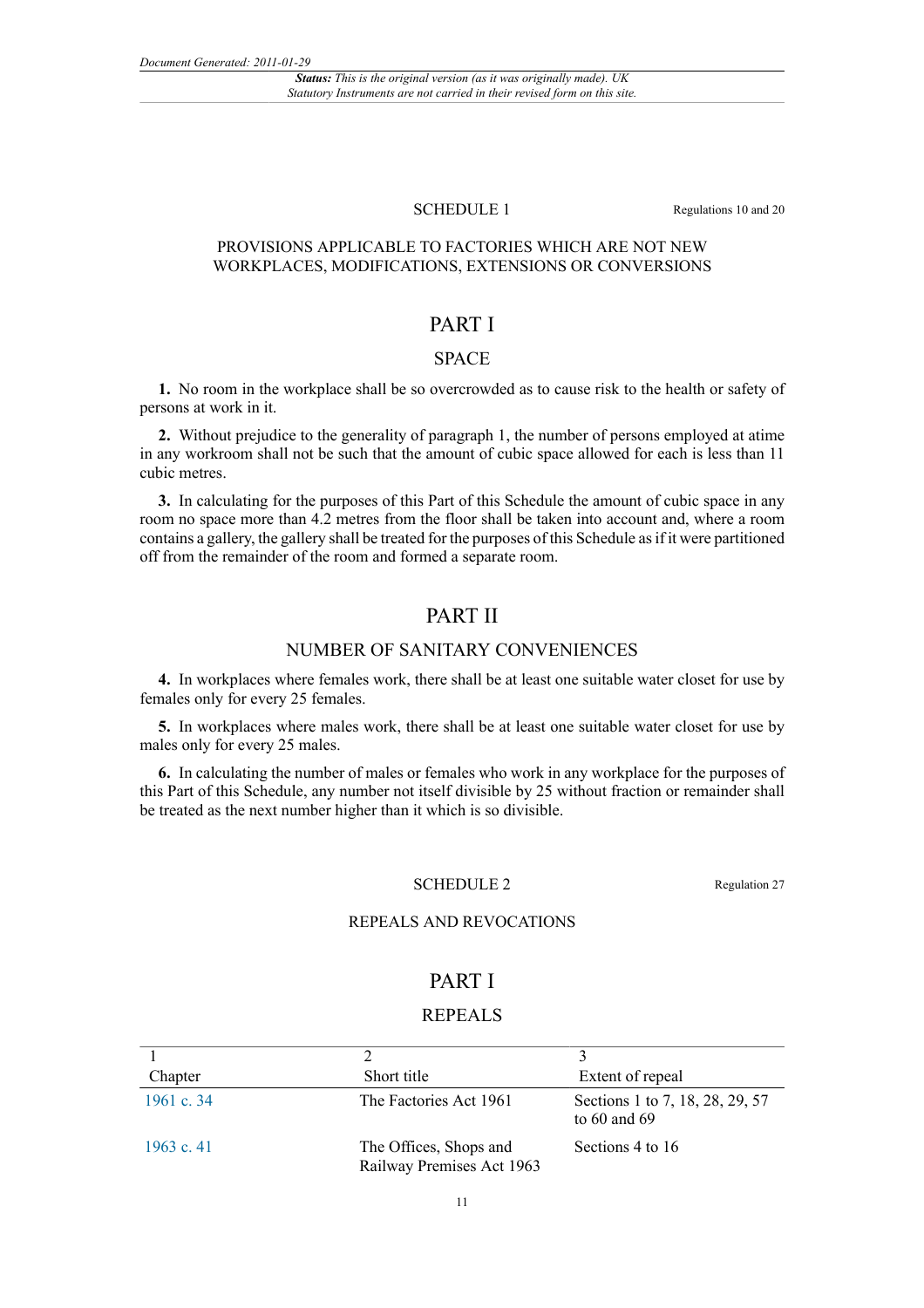## SCHEDULE 1

Regulations 10 and 20

### PROVISIONS APPLICABLE TO FACTORIES WHICH ARE NOT NEW WORKPLACES, MODIFICATIONS, EXTENSIONS OR CONVERSIONS

## PART I

### SPACE

**1.** No room in the workplace shall be so overcrowded as to cause risk to the health or safety of persons at work in it.

**2.** Without prejudice to the generality of paragraph 1, the number of persons employed at atime in any workroom shall not be such that the amount of cubic space allowed for each is less than 11 cubic metres.

**3.** In calculating for the purposes of this Part of this Schedule the amount of cubic space in any room no space more than 4.2 metres from the floor shall be taken into account and, where a room contains a gallery, the gallery shall be treated for the purposes of this Schedule as if it were partitioned off from the remainder of the room and formed a separate room.

## PART II

### NUMBER OF SANITARY CONVENIENCES

**4.** In workplaces where females work, there shall be at least one suitable water closet for use by females only for every 25 females.

**5.** In workplaces where males work, there shall be at least one suitable water closet for use by males only for every 25 males.

**6.** In calculating the number of males or females who work in any workplace for the purposes of this Part of this Schedule, any number not itself divisible by 25 without fraction or remainder shall be treated as the next number higher than it which is so divisible.

## SCHEDULE 2

Regulation 27

### REPEALS AND REVOCATIONS

## PART I

### REPEALS

| 1<br>Chapter | 2<br>Short title | 3<br>Extent of repeal |
|---|---|---|
| 1961 c. 34 | The Factories Act 1961 | Sections 1 to 7, 18, 28, 29, 57 to 60 and 69 |
| 1963 c. 41 | The Offices, Shops and Railway Premises Act 1963 | Sections 4 to 16 |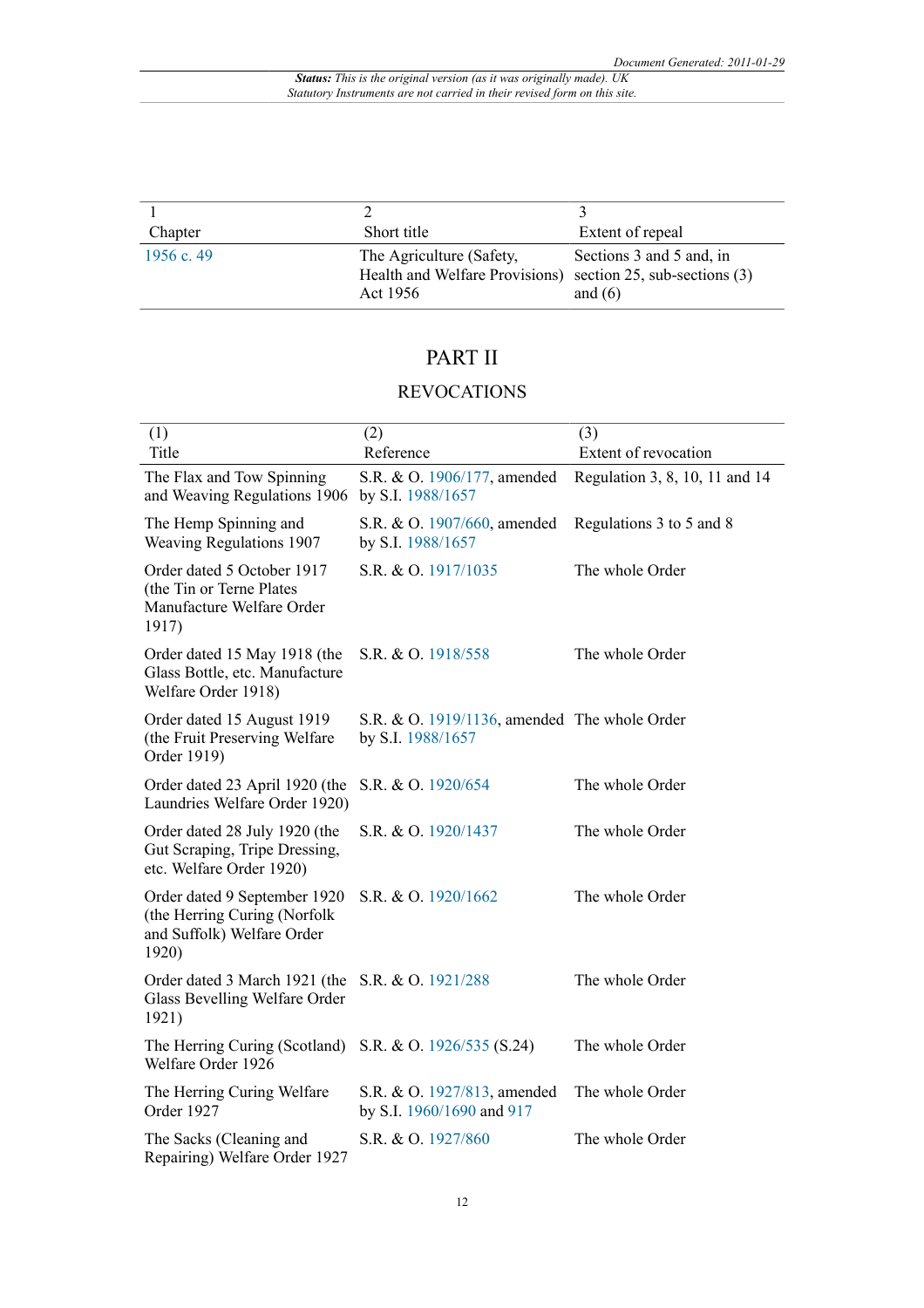| 1 Chapter | 2 Short title | 3 Extent of repeal |
|---|---|---|
| 1956 c. 49 | The Agriculture (Safety, Health and Welfare Provisions) Act 1956 | Sections 3 and 5 and, in section 25, sub-sections (3) and (6) |

## PART II

### REVOCATIONS

| (1) Title | (2) Reference | (3) Extent of revocation |
|---|---|---|
| The Flax and Tow Spinning and Weaving Regulations 1906 | S.R. & O. 1906/177, amended by S.I. 1988/1657 | Regulation 3, 8, 10, 11 and 14 |
| The Hemp Spinning and Weaving Regulations 1907 | S.R. & O. 1907/660, amended by S.I. 1988/1657 | Regulations 3 to 5 and 8 |
| Order dated 5 October 1917 (the Tin or Terne Plates Manufacture Welfare Order 1917) | S.R. & O. 1917/1035 | The whole Order |
| Order dated 15 May 1918 (the Glass Bottle, etc. Manufacture Welfare Order 1918) | S.R. & O. 1918/558 | The whole Order |
| Order dated 15 August 1919 (the Fruit Preserving Welfare Order 1919) | S.R. & O. 1919/1136, amended by S.I. 1988/1657 | The whole Order |
| Order dated 23 April 1920 (the Laundries Welfare Order 1920) | S.R. & O. 1920/654 | The whole Order |
| Order dated 28 July 1920 (the Gut Scraping, Tripe Dressing, etc. Welfare Order 1920) | S.R. & O. 1920/1437 | The whole Order |
| Order dated 9 September 1920 (the Herring Curing (Norfolk and Suffolk) Welfare Order 1920) | S.R. & O. 1920/1662 | The whole Order |
| Order dated 3 March 1921 (the Glass Bevelling Welfare Order 1921) | S.R. & O. 1921/288 | The whole Order |
| The Herring Curing (Scotland) Welfare Order 1926 | S.R. & O. 1926/535 (S.24) | The whole Order |
| The Herring Curing Welfare Order 1927 | S.R. & O. 1927/813, amended by S.I. 1960/1690 and 917 | The whole Order |
| The Sacks (Cleaning and Repairing) Welfare Order 1927 | S.R. & O. 1927/860 | The whole Order |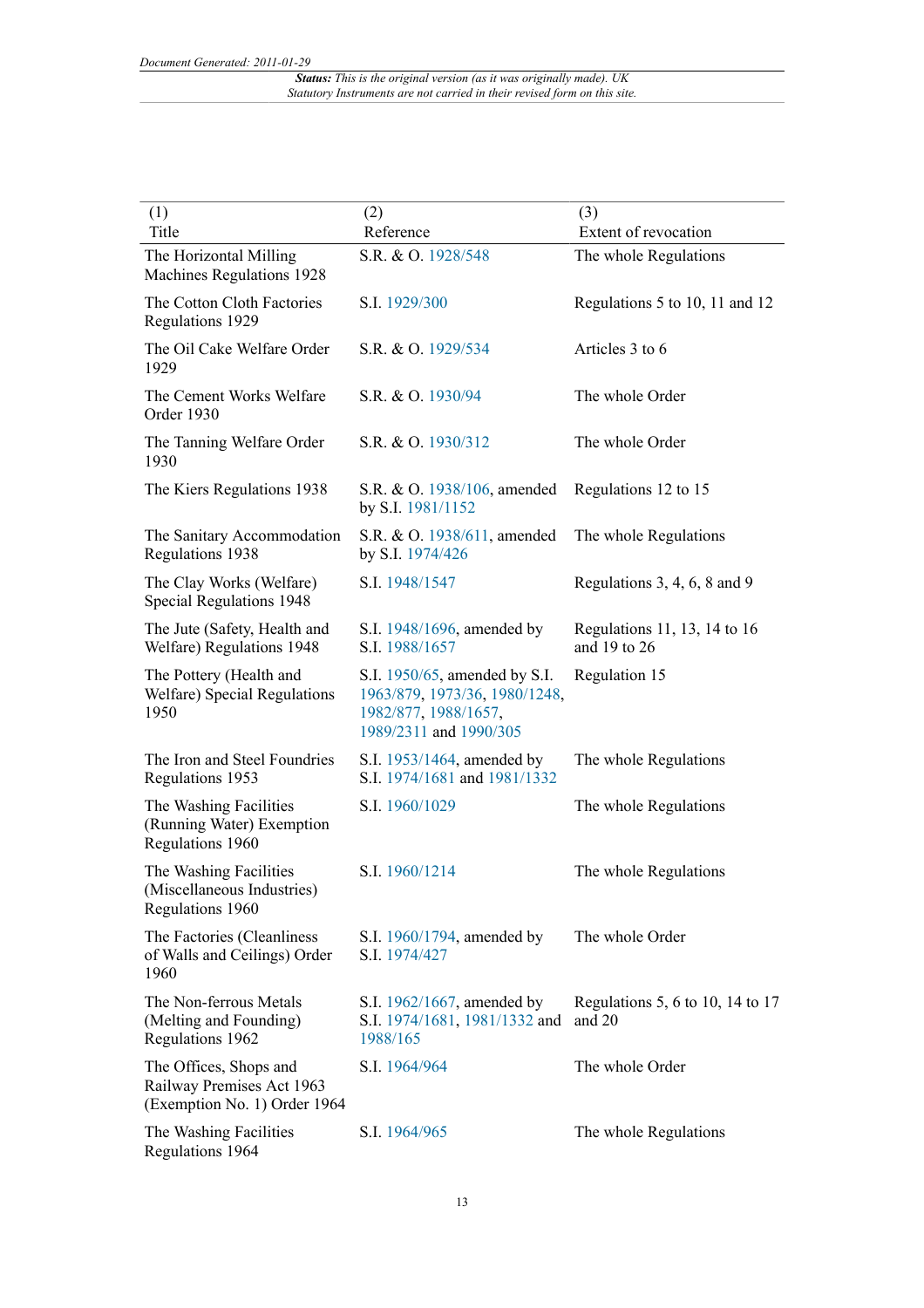| (1)<br>Title | (2)<br>Reference | (3)<br>Extent of revocation |
|---|---|---|
| The Horizontal Milling Machines Regulations 1928 | S.R. & O. 1928/548 | The whole Regulations |
| The Cotton Cloth Factories Regulations 1929 | S.I. 1929/300 | Regulations 5 to 10, 11 and 12 |
| The Oil Cake Welfare Order 1929 | S.R. & O. 1929/534 | Articles 3 to 6 |
| The Cement Works Welfare Order 1930 | S.R. & O. 1930/94 | The whole Order |
| The Tanning Welfare Order 1930 | S.R. & O. 1930/312 | The whole Order |
| The Kiers Regulations 1938 | S.R. & O. 1938/106, amended by S.I. 1981/1152 | Regulations 12 to 15 |
| The Sanitary Accommodation Regulations 1938 | S.R. & O. 1938/611, amended by S.I. 1974/426 | The whole Regulations |
| The Clay Works (Welfare) Special Regulations 1948 | S.I. 1948/1547 | Regulations 3, 4, 6, 8 and 9 |
| The Jute (Safety, Health and Welfare) Regulations 1948 | S.I. 1948/1696, amended by S.I. 1988/1657 | Regulations 11, 13, 14 to 16 and 19 to 26 |
| The Pottery (Health and Welfare) Special Regulations 1950 | S.I. 1950/65, amended by S.I. 1963/879, 1973/36, 1980/1248, 1982/877, 1988/1657, 1989/2311 and 1990/305 | Regulation 15 |
| The Iron and Steel Foundries Regulations 1953 | S.I. 1953/1464, amended by S.I. 1974/1681 and 1981/1332 | The whole Regulations |
| The Washing Facilities (Running Water) Exemption Regulations 1960 | S.I. 1960/1029 | The whole Regulations |
| The Washing Facilities (Miscellaneous Industries) Regulations 1960 | S.I. 1960/1214 | The whole Regulations |
| The Factories (Cleanliness of Walls and Ceilings) Order 1960 | S.I. 1960/1794, amended by S.I. 1974/427 | The whole Order |
| The Non-ferrous Metals (Melting and Founding) Regulations 1962 | S.I. 1962/1667, amended by S.I. 1974/1681, 1981/1332 and 1988/165 | Regulations 5, 6 to 10, 14 to 17 and 20 |
| The Offices, Shops and Railway Premises Act 1963 (Exemption No. 1) Order 1964 | S.I. 1964/964 | The whole Order |
| The Washing Facilities Regulations 1964 | S.I. 1964/965 | The whole Regulations |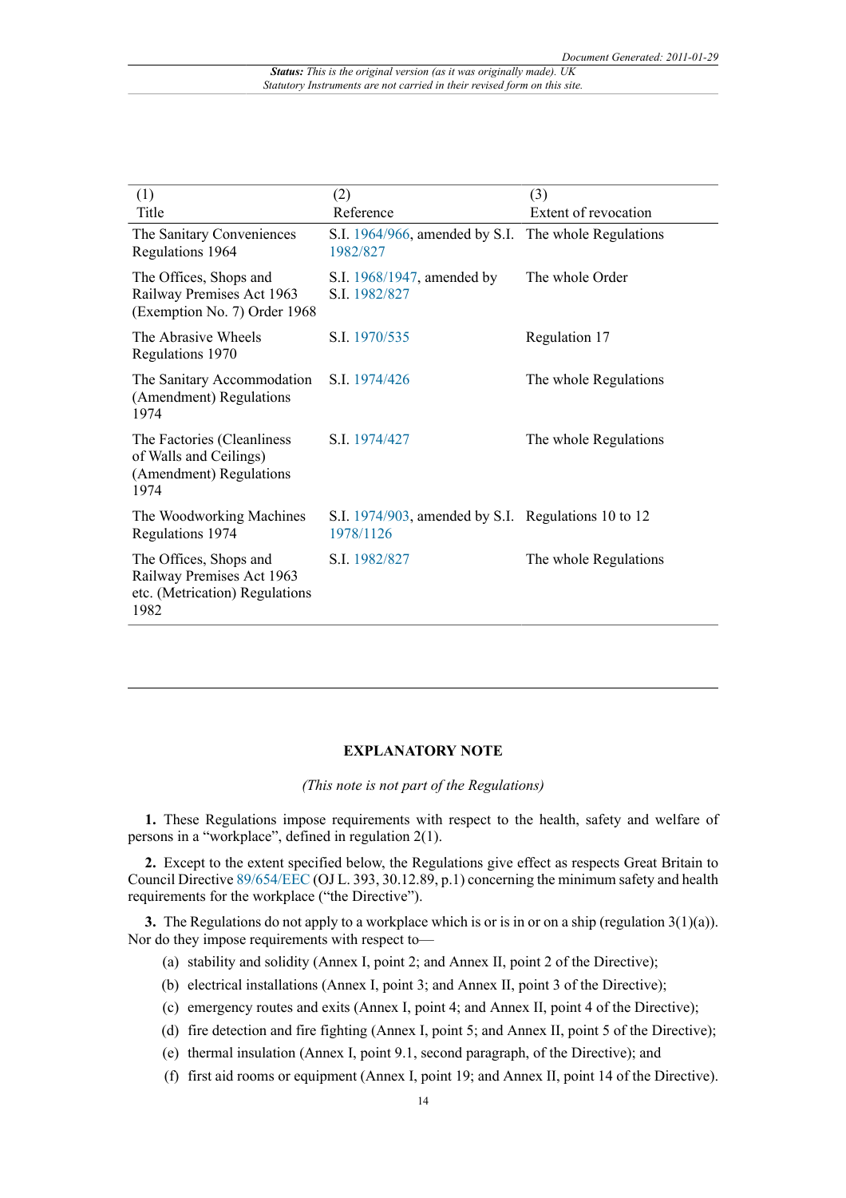| (1) Title | (2) Reference | (3) Extent of revocation |
|---|---|---|
| The Sanitary Conveniences Regulations 1964 | S.I. 1964/966, amended by S.I. 1982/827 | The whole Regulations |
| The Offices, Shops and Railway Premises Act 1963 (Exemption No. 7) Order 1968 | S.I. 1968/1947, amended by S.I. 1982/827 | The whole Order |
| The Abrasive Wheels Regulations 1970 | S.I. 1970/535 | Regulation 17 |
| The Sanitary Accommodation (Amendment) Regulations 1974 | S.I. 1974/426 | The whole Regulations |
| The Factories (Cleanliness of Walls and Ceilings) (Amendment) Regulations 1974 | S.I. 1974/427 | The whole Regulations |
| The Woodworking Machines Regulations 1974 | S.I. 1974/903, amended by S.I. 1978/1126 | Regulations 10 to 12 |
| The Offices, Shops and Railway Premises Act 1963 etc. (Metrication) Regulations 1982 | S.I. 1982/827 | The whole Regulations |

## EXPLANATORY NOTE

*(This note is not part of the Regulations)*

**1.** These Regulations impose requirements with respect to the health, safety and welfare of persons in a "workplace", defined in regulation 2(1).

**2.** Except to the extent specified below, the Regulations give effect as respects Great Britain to Council Directive 89/654/EEC (OJ L. 393, 30.12.89, p.1) concerning the minimum safety and health requirements for the workplace ("the Directive").

**3.** The Regulations do not apply to a workplace which is or is in or on a ship (regulation 3(1)(a)). Nor do they impose requirements with respect to—

(a) stability and solidity (Annex I, point 2; and Annex II, point 2 of the Directive);

(b) electrical installations (Annex I, point 3; and Annex II, point 3 of the Directive);

(c) emergency routes and exits (Annex I, point 4; and Annex II, point 4 of the Directive);

(d) fire detection and fire fighting (Annex I, point 5; and Annex II, point 5 of the Directive);

(e) thermal insulation (Annex I, point 9.1, second paragraph, of the Directive); and

(f) first aid rooms or equipment (Annex I, point 19; and Annex II, point 14 of the Directive).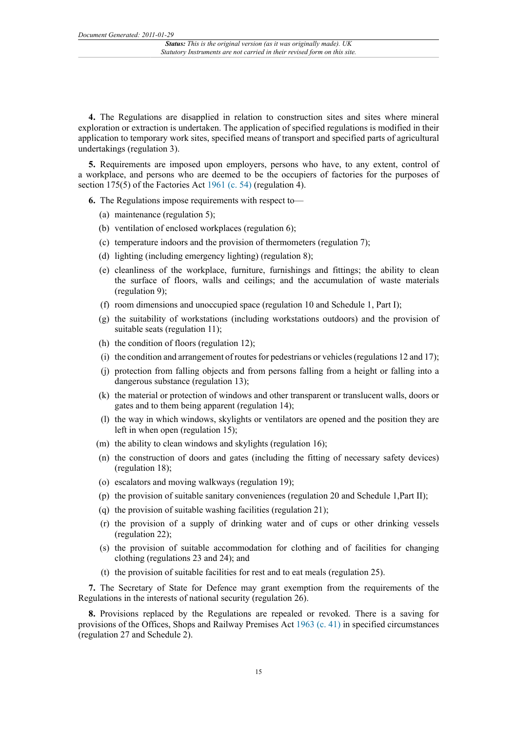**4.** The Regulations are disapplied in relation to construction sites and sites where mineral exploration or extraction is undertaken. The application of specified regulations is modified in their application to temporary work sites, specified means of transport and specified parts of agricultural undertakings (regulation 3).

**5.** Requirements are imposed upon employers, persons who have, to any extent, control of a workplace, and persons who are deemed to be the occupiers of factories for the purposes of section 175(5) of the Factories Act 1961 (c. 54) (regulation 4).

**6.** The Regulations impose requirements with respect to—

- (a) maintenance (regulation 5);
- (b) ventilation of enclosed workplaces (regulation 6);
- (c) temperature indoors and the provision of thermometers (regulation 7);
- (d) lighting (including emergency lighting) (regulation 8);
- (e) cleanliness of the workplace, furniture, furnishings and fittings; the ability to clean the surface of floors, walls and ceilings; and the accumulation of waste materials (regulation 9);
- (f) room dimensions and unoccupied space (regulation 10 and Schedule 1, Part I);
- (g) the suitability of workstations (including workstations outdoors) and the provision of suitable seats (regulation 11);
- (h) the condition of floors (regulation 12);
- (i) the condition and arrangement of routes for pedestrians or vehicles (regulations 12 and 17);
- (j) protection from falling objects and from persons falling from a height or falling into a dangerous substance (regulation 13);
- (k) the material or protection of windows and other transparent or translucent walls, doors or gates and to them being apparent (regulation 14);
- (l) the way in which windows, skylights or ventilators are opened and the position they are left in when open (regulation 15);
- (m) the ability to clean windows and skylights (regulation 16);
- (n) the construction of doors and gates (including the fitting of necessary safety devices) (regulation 18);
- (o) escalators and moving walkways (regulation 19);
- (p) the provision of suitable sanitary conveniences (regulation 20 and Schedule 1,Part II);
- (q) the provision of suitable washing facilities (regulation 21);
- (r) the provision of a supply of drinking water and of cups or other drinking vessels (regulation 22);
- (s) the provision of suitable accommodation for clothing and of facilities for changing clothing (regulations 23 and 24); and
- (t) the provision of suitable facilities for rest and to eat meals (regulation 25).

**7.** The Secretary of State for Defence may grant exemption from the requirements of the Regulations in the interests of national security (regulation 26).

**8.** Provisions replaced by the Regulations are repealed or revoked. There is a saving for provisions of the Offices, Shops and Railway Premises Act 1963 (c. 41) in specified circumstances (regulation 27 and Schedule 2).